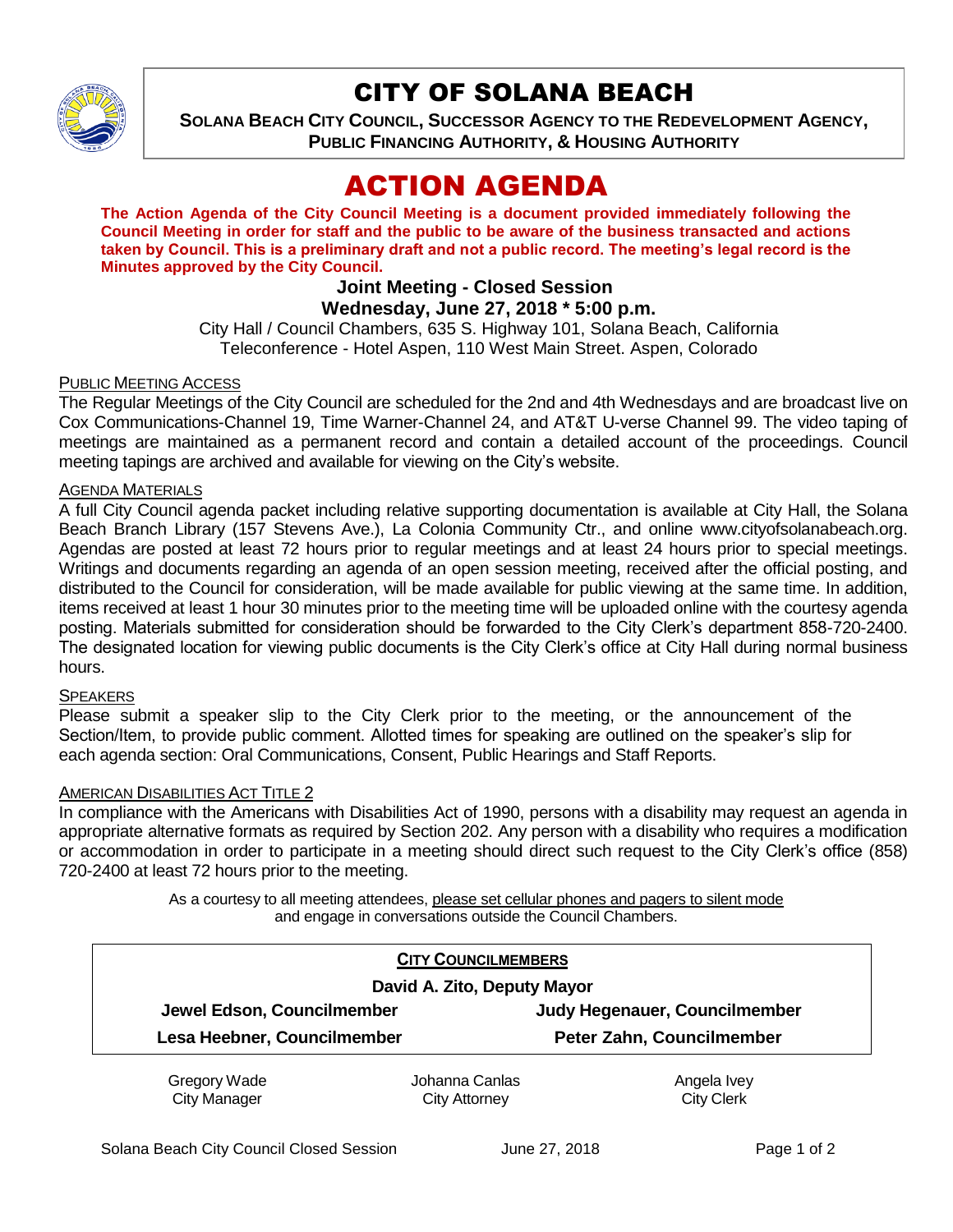# CITY OF SOLANA BEACH

**SOLANA BEACH CITY COUNCIL, SUCCESSOR AGENCY TO THE REDEVELOPMENT AGENCY, PUBLIC FINANCING AUTHORITY, & HOUSING AUTHORITY**

# ACTION AGENDA

**The Action Agenda of the City Council Meeting is a document provided immediately following the Council Meeting in order for staff and the public to be aware of the business transacted and actions taken by Council. This is a preliminary draft and not a public record. The meeting's legal record is the Minutes approved by the City Council.**

**Joint Meeting - Closed Session**

**Wednesday, June 27, 2018 * 5:00 p.m.**

City Hall / Council Chambers, 635 S. Highway 101, Solana Beach, California
Teleconference - Hotel Aspen, 110 West Main Street. Aspen, Colorado

PUBLIC MEETING ACCESS

The Regular Meetings of the City Council are scheduled for the 2nd and 4th Wednesdays and are broadcast live on Cox Communications-Channel 19, Time Warner-Channel 24, and AT&T U-verse Channel 99. The video taping of meetings are maintained as a permanent record and contain a detailed account of the proceedings. Council meeting tapings are archived and available for viewing on the City's website.

AGENDA MATERIALS

A full City Council agenda packet including relative supporting documentation is available at City Hall, the Solana Beach Branch Library (157 Stevens Ave.), La Colonia Community Ctr., and online www.cityofsolanabeach.org. Agendas are posted at least 72 hours prior to regular meetings and at least 24 hours prior to special meetings. Writings and documents regarding an agenda of an open session meeting, received after the official posting, and distributed to the Council for consideration, will be made available for public viewing at the same time. In addition, items received at least 1 hour 30 minutes prior to the meeting time will be uploaded online with the courtesy agenda posting. Materials submitted for consideration should be forwarded to the City Clerk's department 858-720-2400. The designated location for viewing public documents is the City Clerk's office at City Hall during normal business hours.

SPEAKERS

Please submit a speaker slip to the City Clerk prior to the meeting, or the announcement of the Section/Item, to provide public comment. Allotted times for speaking are outlined on the speaker's slip for each agenda section: Oral Communications, Consent, Public Hearings and Staff Reports.

AMERICAN DISABILITIES ACT TITLE 2

In compliance with the Americans with Disabilities Act of 1990, persons with a disability may request an agenda in appropriate alternative formats as required by Section 202. Any person with a disability who requires a modification or accommodation in order to participate in a meeting should direct such request to the City Clerk's office (858) 720-2400 at least 72 hours prior to the meeting.

As a courtesy to all meeting attendees, please set cellular phones and pagers to silent mode and engage in conversations outside the Council Chambers.

**CITY COUNCILMEMBERS**

**David A. Zito, Deputy Mayor**

| | |
|---|---|
| **Jewel Edson, Councilmember** | **Judy Hegenauer, Councilmember** |
| **Lesa Heebner, Councilmember** | **Peter Zahn, Councilmember** |

| | | |
|---|---|---|
| Gregory Wade<br>City Manager | Johanna Canlas<br>City Attorney | Angela Ivey<br>City Clerk |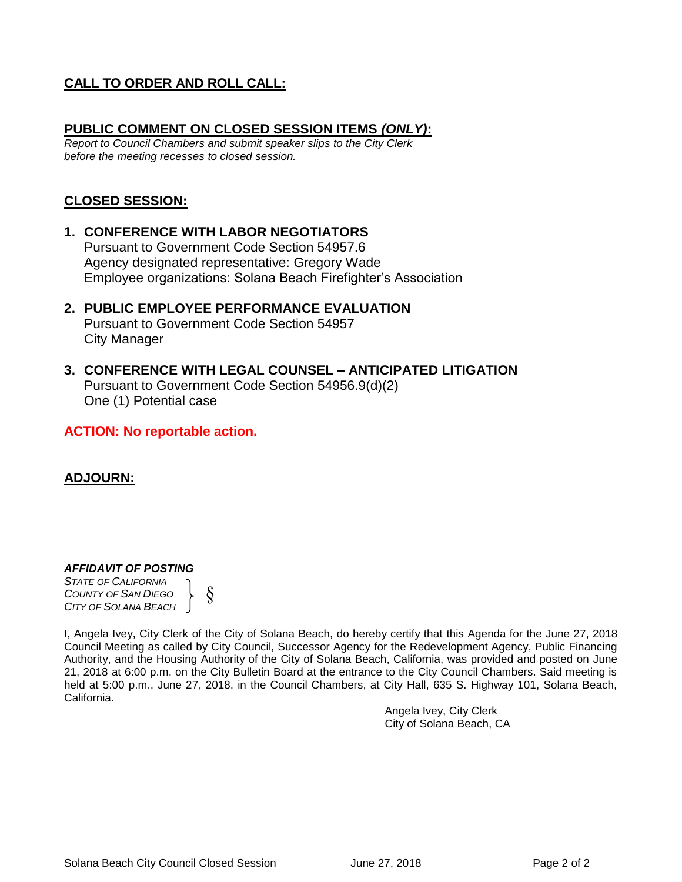## **CALL TO ORDER AND ROLL CALL:**

## **PUBLIC COMMENT ON CLOSED SESSION ITEMS *(ONLY)*:**

*Report to Council Chambers and submit speaker slips to the City Clerk before the meeting recesses to closed session.*

## **CLOSED SESSION:**

1. **CONFERENCE WITH LABOR NEGOTIATORS**
   Pursuant to Government Code Section 54957.6
   Agency designated representative: Gregory Wade
   Employee organizations: Solana Beach Firefighter's Association

2. **PUBLIC EMPLOYEE PERFORMANCE EVALUATION**
   Pursuant to Government Code Section 54957
   City Manager

3. **CONFERENCE WITH LEGAL COUNSEL – ANTICIPATED LITIGATION**
   Pursuant to Government Code Section 54956.9(d)(2)
   One (1) Potential case

**ACTION: No reportable action.**

## **ADJOURN:**

***AFFIDAVIT OF POSTING***

*STATE OF CALIFORNIA*
*COUNTY OF SAN DIEGO* } §
*CITY OF SOLANA BEACH*

I, Angela Ivey, City Clerk of the City of Solana Beach, do hereby certify that this Agenda for the June 27, 2018 Council Meeting as called by City Council, Successor Agency for the Redevelopment Agency, Public Financing Authority, and the Housing Authority of the City of Solana Beach, California, was provided and posted on June 21, 2018 at 6:00 p.m. on the City Bulletin Board at the entrance to the City Council Chambers. Said meeting is held at 5:00 p.m., June 27, 2018, in the Council Chambers, at City Hall, 635 S. Highway 101, Solana Beach, California.

Angela Ivey, City Clerk
City of Solana Beach, CA